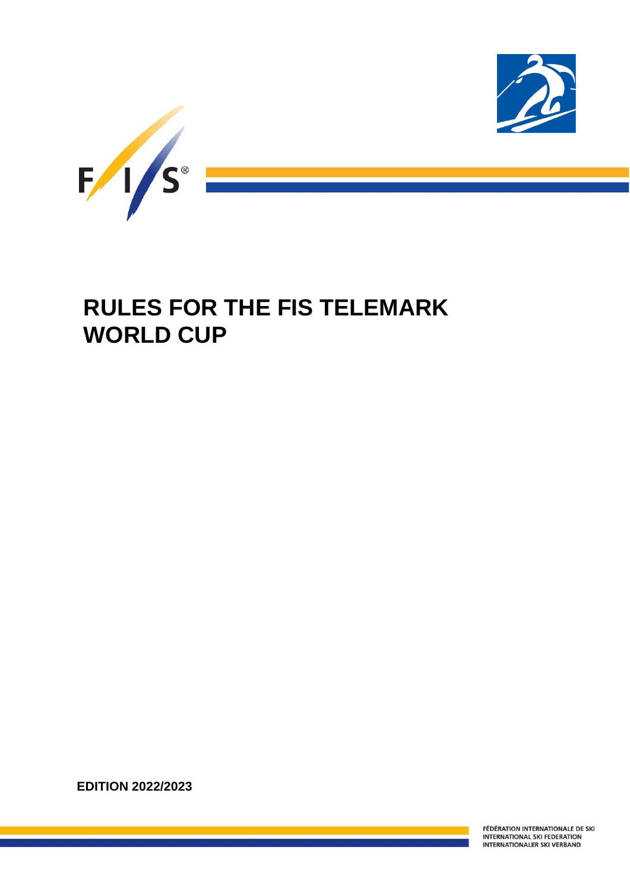# RULES FOR THE FIS TELEMARK WORLD CUP

**EDITION 2022/2023**

FÉDÉRATION INTERNATIONALE DE SKI
INTERNATIONAL SKI FEDERATION
INTERNATIONALER SKI VERBAND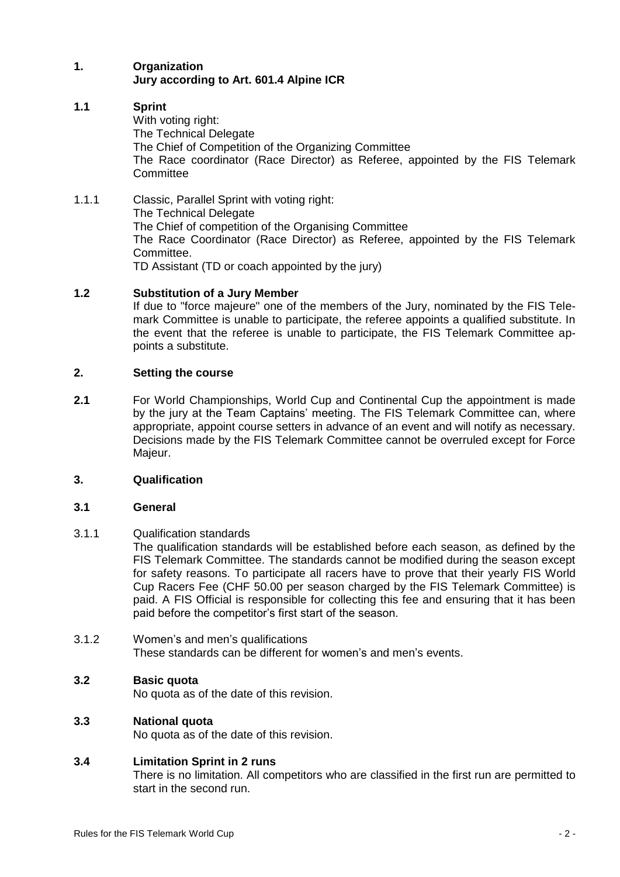## 1. Organization
**Jury according to Art. 601.4 Alpine ICR**

### 1.1 Sprint

With voting right:
The Technical Delegate
The Chief of Competition of the Organizing Committee
The Race coordinator (Race Director) as Referee, appointed by the FIS Telemark Committee

1.1.1 Classic, Parallel Sprint with voting right:
The Technical Delegate
The Chief of competition of the Organising Committee
The Race Coordinator (Race Director) as Referee, appointed by the FIS Telemark Committee.
TD Assistant (TD or coach appointed by the jury)

### 1.2 Substitution of a Jury Member

If due to "force majeure" one of the members of the Jury, nominated by the FIS Telemark Committee is unable to participate, the referee appoints a qualified substitute. In the event that the referee is unable to participate, the FIS Telemark Committee appoints a substitute.

## 2. Setting the course

**2.1** For World Championships, World Cup and Continental Cup the appointment is made by the jury at the Team Captains' meeting. The FIS Telemark Committee can, where appropriate, appoint course setters in advance of an event and will notify as necessary. Decisions made by the FIS Telemark Committee cannot be overruled except for Force Majeur.

## 3. Qualification

### 3.1 General

3.1.1 Qualification standards
The qualification standards will be established before each season, as defined by the FIS Telemark Committee. The standards cannot be modified during the season except for safety reasons. To participate all racers have to prove that their yearly FIS World Cup Racers Fee (CHF 50.00 per season charged by the FIS Telemark Committee) is paid. A FIS Official is responsible for collecting this fee and ensuring that it has been paid before the competitor's first start of the season.

3.1.2 Women's and men's qualifications
These standards can be different for women's and men's events.

### 3.2 Basic quota

No quota as of the date of this revision.

### 3.3 National quota

No quota as of the date of this revision.

### 3.4 Limitation Sprint in 2 runs

There is no limitation. All competitors who are classified in the first run are permitted to start in the second run.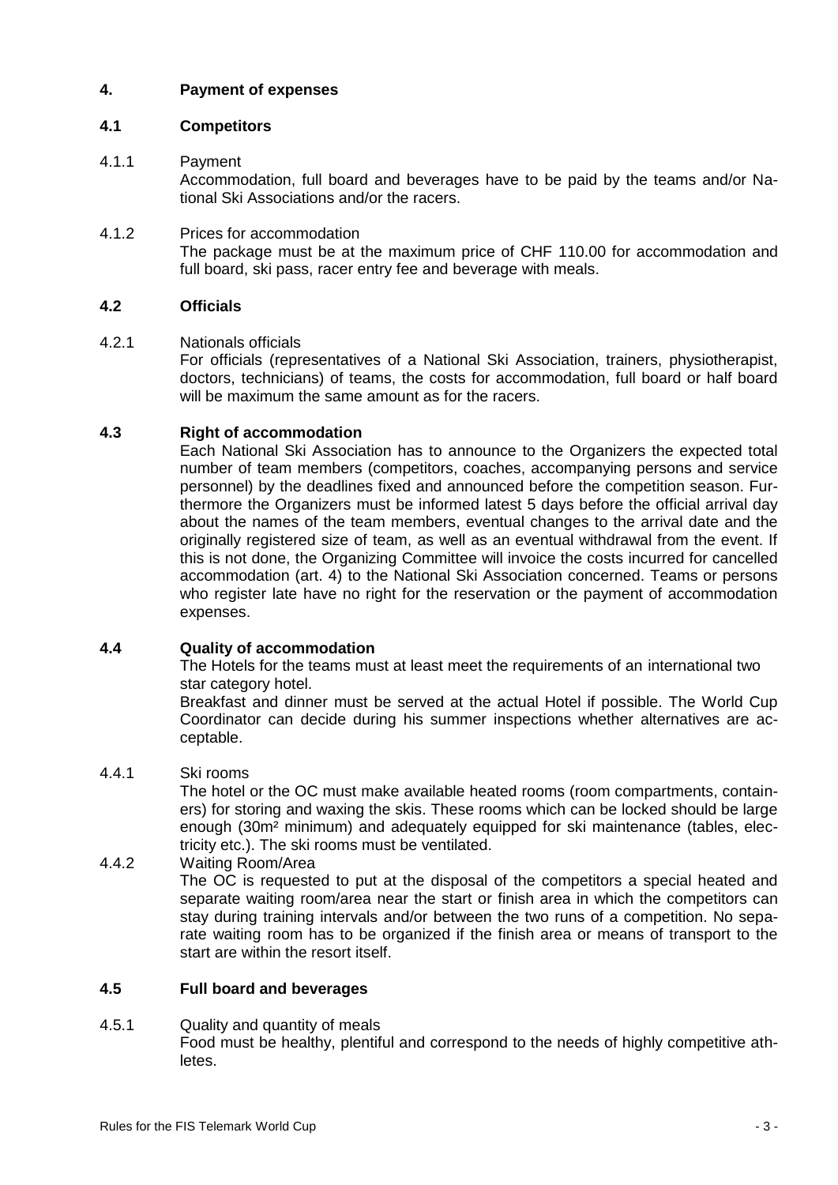## 4. Payment of expenses

### 4.1 Competitors

4.1.1 Payment

Accommodation, full board and beverages have to be paid by the teams and/or National Ski Associations and/or the racers.

4.1.2 Prices for accommodation

The package must be at the maximum price of CHF 110.00 for accommodation and full board, ski pass, racer entry fee and beverage with meals.

### 4.2 Officials

4.2.1 Nationals officials

For officials (representatives of a National Ski Association, trainers, physiotherapist, doctors, technicians) of teams, the costs for accommodation, full board or half board will be maximum the same amount as for the racers.

### 4.3 Right of accommodation

Each National Ski Association has to announce to the Organizers the expected total number of team members (competitors, coaches, accompanying persons and service personnel) by the deadlines fixed and announced before the competition season. Furthermore the Organizers must be informed latest 5 days before the official arrival day about the names of the team members, eventual changes to the arrival date and the originally registered size of team, as well as an eventual withdrawal from the event. If this is not done, the Organizing Committee will invoice the costs incurred for cancelled accommodation (art. 4) to the National Ski Association concerned. Teams or persons who register late have no right for the reservation or the payment of accommodation expenses.

### 4.4 Quality of accommodation

The Hotels for the teams must at least meet the requirements of an international two star category hotel.

Breakfast and dinner must be served at the actual Hotel if possible. The World Cup Coordinator can decide during his summer inspections whether alternatives are acceptable.

4.4.1 Ski rooms

The hotel or the OC must make available heated rooms (room compartments, containers) for storing and waxing the skis. These rooms which can be locked should be large enough (30m² minimum) and adequately equipped for ski maintenance (tables, electricity etc.). The ski rooms must be ventilated.

4.4.2 Waiting Room/Area

The OC is requested to put at the disposal of the competitors a special heated and separate waiting room/area near the start or finish area in which the competitors can stay during training intervals and/or between the two runs of a competition. No separate waiting room has to be organized if the finish area or means of transport to the start are within the resort itself.

### 4.5 Full board and beverages

4.5.1 Quality and quantity of meals

Food must be healthy, plentiful and correspond to the needs of highly competitive athletes.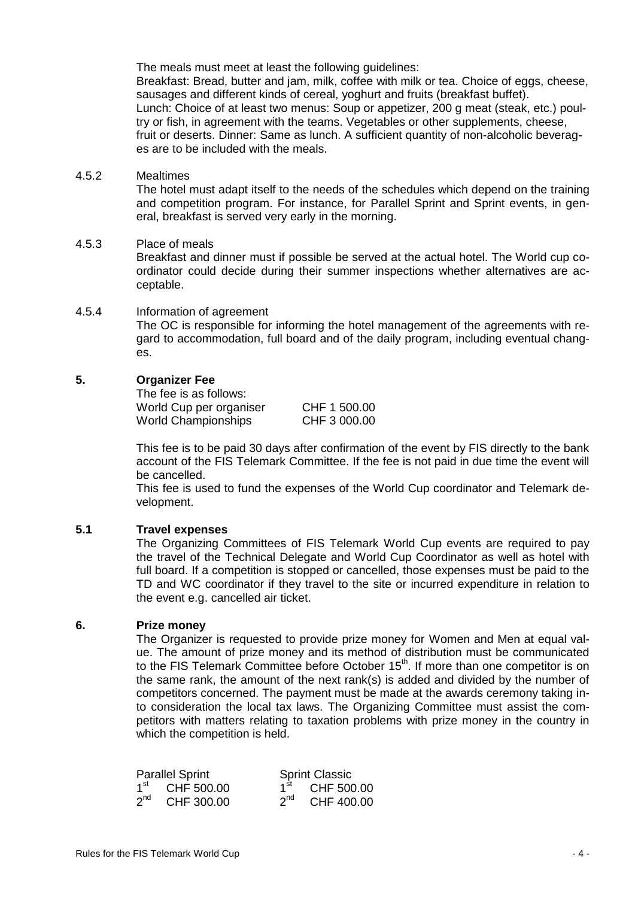The meals must meet at least the following guidelines:
Breakfast: Bread, butter and jam, milk, coffee with milk or tea. Choice of eggs, cheese, sausages and different kinds of cereal, yoghurt and fruits (breakfast buffet).
Lunch: Choice of at least two menus: Soup or appetizer, 200 g meat (steak, etc.) poultry or fish, in agreement with the teams. Vegetables or other supplements, cheese, fruit or deserts. Dinner: Same as lunch. A sufficient quantity of non-alcoholic beverages are to be included with the meals.

4.5.2 Mealtimes

The hotel must adapt itself to the needs of the schedules which depend on the training and competition program. For instance, for Parallel Sprint and Sprint events, in general, breakfast is served very early in the morning.

4.5.3 Place of meals

Breakfast and dinner must if possible be served at the actual hotel. The World cup coordinator could decide during their summer inspections whether alternatives are acceptable.

4.5.4 Information of agreement

The OC is responsible for informing the hotel management of the agreements with regard to accommodation, full board and of the daily program, including eventual changes.

## 5. Organizer Fee

The fee is as follows:

| | |
|---|---|
| World Cup per organiser | CHF 1 500.00 |
| World Championships | CHF 3 000.00 |

This fee is to be paid 30 days after confirmation of the event by FIS directly to the bank account of the FIS Telemark Committee. If the fee is not paid in due time the event will be cancelled.
This fee is used to fund the expenses of the World Cup coordinator and Telemark development.

### 5.1 Travel expenses

The Organizing Committees of FIS Telemark World Cup events are required to pay the travel of the Technical Delegate and World Cup Coordinator as well as hotel with full board. If a competition is stopped or cancelled, those expenses must be paid to the TD and WC coordinator if they travel to the site or incurred expenditure in relation to the event e.g. cancelled air ticket.

## 6. Prize money

The Organizer is requested to provide prize money for Women and Men at equal value. The amount of prize money and its method of distribution must be communicated to the FIS Telemark Committee before October 15th. If more than one competitor is on the same rank, the amount of the next rank(s) is added and divided by the number of competitors concerned. The payment must be made at the awards ceremony taking into consideration the local tax laws. The Organizing Committee must assist the competitors with matters relating to taxation problems with prize money in the country in which the competition is held.

| Parallel Sprint | | Sprint Classic | |
|---|---|---|---|
| 1st | CHF 500.00 | 1st | CHF 500.00 |
| 2nd | CHF 300.00 | 2nd | CHF 400.00 |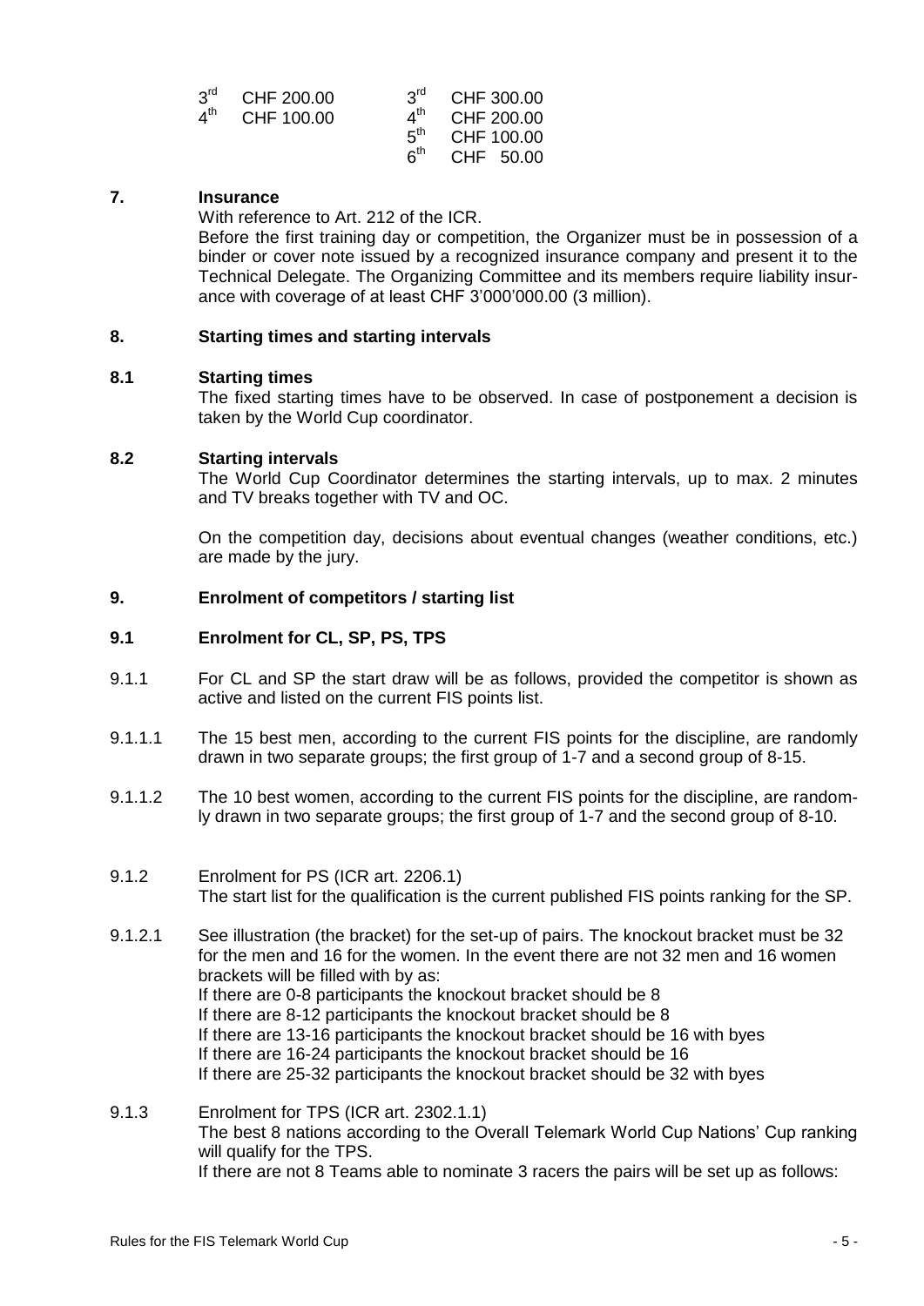| | | | |
|---|---|---|---|
| 3rd | CHF 200.00 | 3rd | CHF 300.00 |
| 4th | CHF 100.00 | 4th | CHF 200.00 |
| | | 5th | CHF 100.00 |
| | | 6th | CHF 50.00 |

## 7. Insurance

With reference to Art. 212 of the ICR.

Before the first training day or competition, the Organizer must be in possession of a binder or cover note issued by a recognized insurance company and present it to the Technical Delegate. The Organizing Committee and its members require liability insurance with coverage of at least CHF 3'000'000.00 (3 million).

## 8. Starting times and starting intervals

### 8.1 Starting times

The fixed starting times have to be observed. In case of postponement a decision is taken by the World Cup coordinator.

### 8.2 Starting intervals

The World Cup Coordinator determines the starting intervals, up to max. 2 minutes and TV breaks together with TV and OC.

On the competition day, decisions about eventual changes (weather conditions, etc.) are made by the jury.

## 9. Enrolment of competitors / starting list

### 9.1 Enrolment for CL, SP, PS, TPS

9.1.1 For CL and SP the start draw will be as follows, provided the competitor is shown as active and listed on the current FIS points list.

9.1.1.1 The 15 best men, according to the current FIS points for the discipline, are randomly drawn in two separate groups; the first group of 1-7 and a second group of 8-15.

9.1.1.2 The 10 best women, according to the current FIS points for the discipline, are randomly drawn in two separate groups; the first group of 1-7 and the second group of 8-10.

9.1.2 Enrolment for PS (ICR art. 2206.1)
The start list for the qualification is the current published FIS points ranking for the SP.

9.1.2.1 See illustration (the bracket) for the set-up of pairs. The knockout bracket must be 32 for the men and 16 for the women. In the event there are not 32 men and 16 women brackets will be filled with by as:
If there are 0-8 participants the knockout bracket should be 8
If there are 8-12 participants the knockout bracket should be 8
If there are 13-16 participants the knockout bracket should be 16 with byes
If there are 16-24 participants the knockout bracket should be 16
If there are 25-32 participants the knockout bracket should be 32 with byes

9.1.3 Enrolment for TPS (ICR art. 2302.1.1)
The best 8 nations according to the Overall Telemark World Cup Nations' Cup ranking will qualify for the TPS.
If there are not 8 Teams able to nominate 3 racers the pairs will be set up as follows: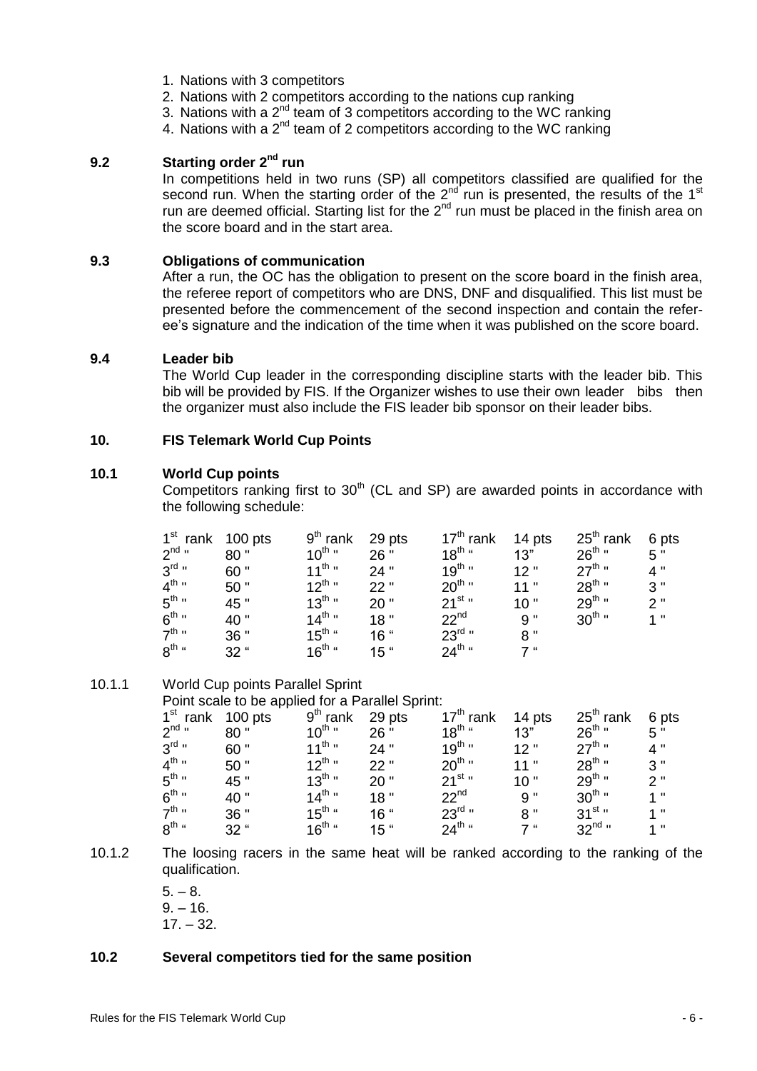1. Nations with 3 competitors
2. Nations with 2 competitors according to the nations cup ranking
3. Nations with a 2nd team of 3 competitors according to the WC ranking
4. Nations with a 2nd team of 2 competitors according to the WC ranking

### 9.2 Starting order 2nd run

In competitions held in two runs (SP) all competitors classified are qualified for the second run. When the starting order of the 2nd run is presented, the results of the 1st run are deemed official. Starting list for the 2nd run must be placed in the finish area on the score board and in the start area.

### 9.3 Obligations of communication

After a run, the OC has the obligation to present on the score board in the finish area, the referee report of competitors who are DNS, DNF and disqualified. This list must be presented before the commencement of the second inspection and contain the referee's signature and the indication of the time when it was published on the score board.

### 9.4 Leader bib

The World Cup leader in the corresponding discipline starts with the leader bib. This bib will be provided by FIS. If the Organizer wishes to use their own leader bibs then the organizer must also include the FIS leader bib sponsor on their leader bibs.

## 10. FIS Telemark World Cup Points

### 10.1 World Cup points

Competitors ranking first to 30th (CL and SP) are awarded points in accordance with the following schedule:

| | | | | | | | |
|---|---|---|---|---|---|---|---|
| 1st rank | 100 pts | 9th rank | 29 pts | 17th rank | 14 pts | 25th rank | 6 pts |
| 2nd " | 80 " | 10th " | 26 " | 18th " | 13" | 26th " | 5 " |
| 3rd " | 60 " | 11th " | 24 " | 19th " | 12 " | 27th " | 4 " |
| 4th " | 50 " | 12th " | 22 " | 20th " | 11 " | 28th " | 3 " |
| 5th " | 45 " | 13th " | 20 " | 21st " | 10 " | 29th " | 2 " |
| 6th " | 40 " | 14th " | 18 " | 22nd | 9 " | 30th " | 1 " |
| 7th " | 36 " | 15th " | 16 " | 23rd " | 8 " | | |
| 8th " | 32 " | 16th " | 15 " | 24th " | 7 " | | |

10.1.1 World Cup points Parallel Sprint

Point scale to be applied for a Parallel Sprint:

| | | | | | | | |
|---|---|---|---|---|---|---|---|
| 1st rank | 100 pts | 9th rank | 29 pts | 17th rank | 14 pts | 25th rank | 6 pts |
| 2nd " | 80 " | 10th " | 26 " | 18th " | 13" | 26th " | 5 " |
| 3rd " | 60 " | 11th " | 24 " | 19th " | 12 " | 27th " | 4 " |
| 4th " | 50 " | 12th " | 22 " | 20th " | 11 " | 28th " | 3 " |
| 5th " | 45 " | 13th " | 20 " | 21st " | 10 " | 29th " | 2 " |
| 6th " | 40 " | 14th " | 18 " | 22nd | 9 " | 30th " | 1 " |
| 7th " | 36 " | 15th " | 16 " | 23rd " | 8 " | 31st " | 1 " |
| 8th " | 32 " | 16th " | 15 " | 24th " | 7 " | 32nd " | 1 " |

10.1.2 The loosing racers in the same heat will be ranked according to the ranking of the qualification.

5. – 8.
9. – 16.
17. – 32.

### 10.2 Several competitors tied for the same position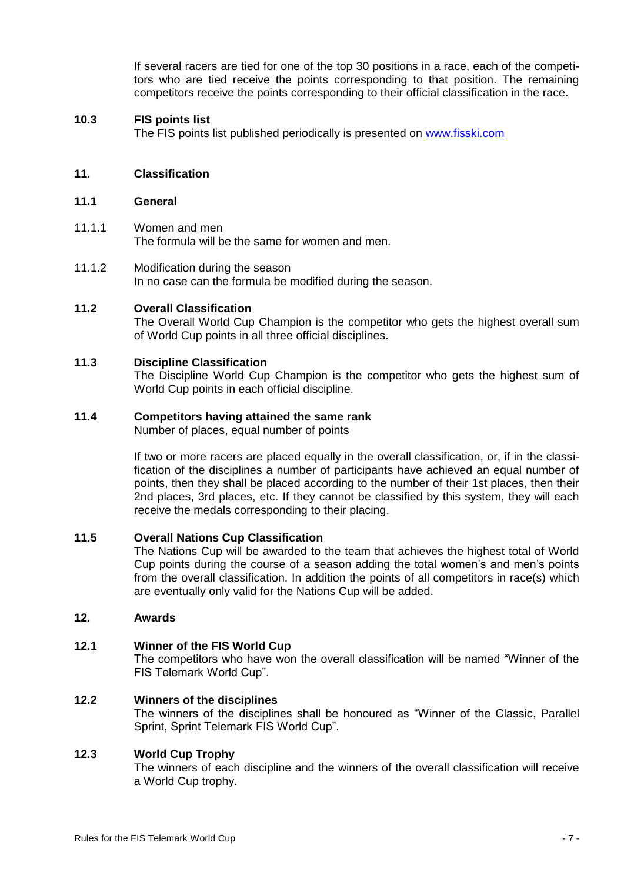If several racers are tied for one of the top 30 positions in a race, each of the competitors who are tied receive the points corresponding to that position. The remaining competitors receive the points corresponding to their official classification in the race.

### 10.3 FIS points list

The FIS points list published periodically is presented on [www.fisski.com](http://www.fisski.com)

## 11. Classification

### 11.1 General

11.1.1 Women and men

The formula will be the same for women and men.

11.1.2 Modification during the season

In no case can the formula be modified during the season.

### 11.2 Overall Classification

The Overall World Cup Champion is the competitor who gets the highest overall sum of World Cup points in all three official disciplines.

### 11.3 Discipline Classification

The Discipline World Cup Champion is the competitor who gets the highest sum of World Cup points in each official discipline.

### 11.4 Competitors having attained the same rank

Number of places, equal number of points

If two or more racers are placed equally in the overall classification, or, if in the classification of the disciplines a number of participants have achieved an equal number of points, then they shall be placed according to the number of their 1st places, then their 2nd places, 3rd places, etc. If they cannot be classified by this system, they will each receive the medals corresponding to their placing.

### 11.5 Overall Nations Cup Classification

The Nations Cup will be awarded to the team that achieves the highest total of World Cup points during the course of a season adding the total women's and men's points from the overall classification. In addition the points of all competitors in race(s) which are eventually only valid for the Nations Cup will be added.

## 12. Awards

### 12.1 Winner of the FIS World Cup

The competitors who have won the overall classification will be named "Winner of the FIS Telemark World Cup".

### 12.2 Winners of the disciplines

The winners of the disciplines shall be honoured as "Winner of the Classic, Parallel Sprint, Sprint Telemark FIS World Cup".

### 12.3 World Cup Trophy

The winners of each discipline and the winners of the overall classification will receive a World Cup trophy.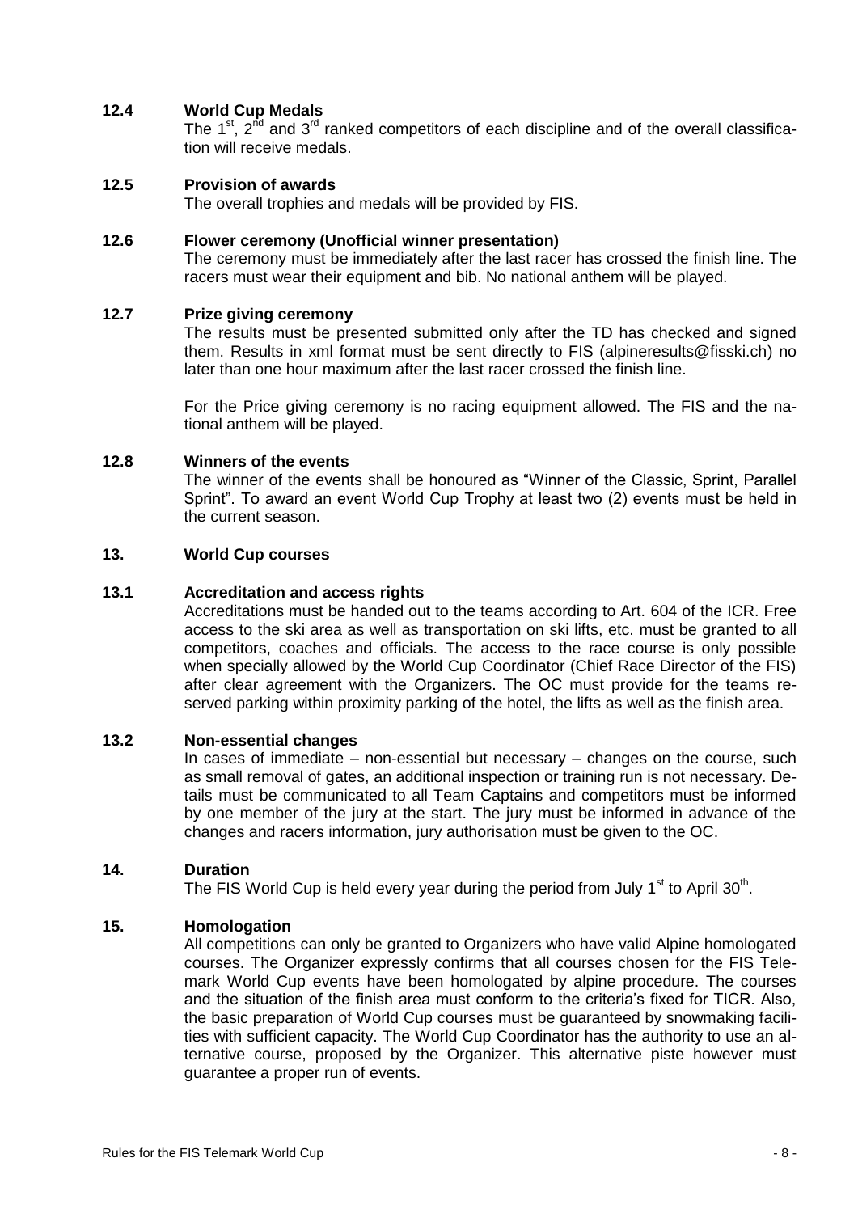### 12.4 World Cup Medals

The 1st, 2nd and 3rd ranked competitors of each discipline and of the overall classification will receive medals.

### 12.5 Provision of awards

The overall trophies and medals will be provided by FIS.

### 12.6 Flower ceremony (Unofficial winner presentation)

The ceremony must be immediately after the last racer has crossed the finish line. The racers must wear their equipment and bib. No national anthem will be played.

### 12.7 Prize giving ceremony

The results must be presented submitted only after the TD has checked and signed them. Results in xml format must be sent directly to FIS (alpineresults@fisski.ch) no later than one hour maximum after the last racer crossed the finish line.

For the Price giving ceremony is no racing equipment allowed. The FIS and the national anthem will be played.

### 12.8 Winners of the events

The winner of the events shall be honoured as "Winner of the Classic, Sprint, Parallel Sprint". To award an event World Cup Trophy at least two (2) events must be held in the current season.

## 13. World Cup courses

### 13.1 Accreditation and access rights

Accreditations must be handed out to the teams according to Art. 604 of the ICR. Free access to the ski area as well as transportation on ski lifts, etc. must be granted to all competitors, coaches and officials. The access to the race course is only possible when specially allowed by the World Cup Coordinator (Chief Race Director of the FIS) after clear agreement with the Organizers. The OC must provide for the teams reserved parking within proximity parking of the hotel, the lifts as well as the finish area.

### 13.2 Non-essential changes

In cases of immediate – non-essential but necessary – changes on the course, such as small removal of gates, an additional inspection or training run is not necessary. Details must be communicated to all Team Captains and competitors must be informed by one member of the jury at the start. The jury must be informed in advance of the changes and racers information, jury authorisation must be given to the OC.

## 14. Duration

The FIS World Cup is held every year during the period from July 1st to April 30th.

## 15. Homologation

All competitions can only be granted to Organizers who have valid Alpine homologated courses. The Organizer expressly confirms that all courses chosen for the FIS Telemark World Cup events have been homologated by alpine procedure. The courses and the situation of the finish area must conform to the criteria's fixed for TICR. Also, the basic preparation of World Cup courses must be guaranteed by snowmaking facilities with sufficient capacity. The World Cup Coordinator has the authority to use an alternative course, proposed by the Organizer. This alternative piste however must guarantee a proper run of events.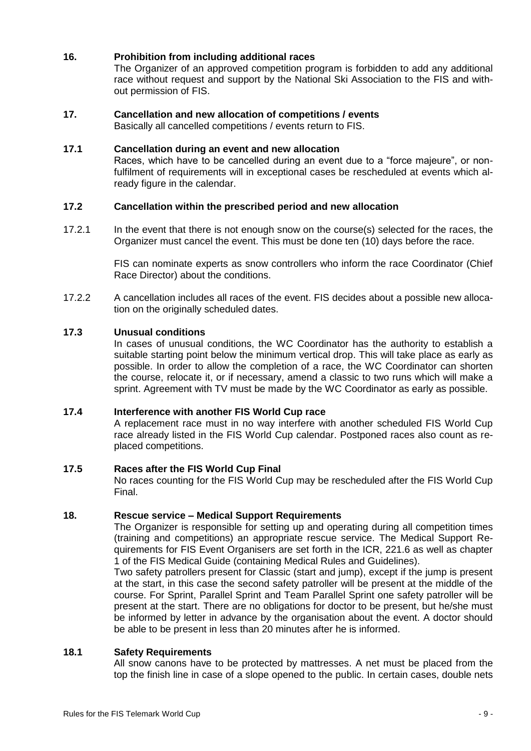## 16. Prohibition from including additional races

The Organizer of an approved competition program is forbidden to add any additional race without request and support by the National Ski Association to the FIS and without permission of FIS.

## 17. Cancellation and new allocation of competitions / events

Basically all cancelled competitions / events return to FIS.

### 17.1 Cancellation during an event and new allocation

Races, which have to be cancelled during an event due to a "force majeure", or non-fulfilment of requirements will in exceptional cases be rescheduled at events which already figure in the calendar.

### 17.2 Cancellation within the prescribed period and new allocation

17.2.1 In the event that there is not enough snow on the course(s) selected for the races, the Organizer must cancel the event. This must be done ten (10) days before the race.

FIS can nominate experts as snow controllers who inform the race Coordinator (Chief Race Director) about the conditions.

17.2.2 A cancellation includes all races of the event. FIS decides about a possible new allocation on the originally scheduled dates.

### 17.3 Unusual conditions

In cases of unusual conditions, the WC Coordinator has the authority to establish a suitable starting point below the minimum vertical drop. This will take place as early as possible. In order to allow the completion of a race, the WC Coordinator can shorten the course, relocate it, or if necessary, amend a classic to two runs which will make a sprint. Agreement with TV must be made by the WC Coordinator as early as possible.

### 17.4 Interference with another FIS World Cup race

A replacement race must in no way interfere with another scheduled FIS World Cup race already listed in the FIS World Cup calendar. Postponed races also count as replaced competitions.

### 17.5 Races after the FIS World Cup Final

No races counting for the FIS World Cup may be rescheduled after the FIS World Cup Final.

## 18. Rescue service – Medical Support Requirements

The Organizer is responsible for setting up and operating during all competition times (training and competitions) an appropriate rescue service. The Medical Support Requirements for FIS Event Organisers are set forth in the ICR, 221.6 as well as chapter 1 of the FIS Medical Guide (containing Medical Rules and Guidelines).

Two safety patrollers present for Classic (start and jump), except if the jump is present at the start, in this case the second safety patroller will be present at the middle of the course. For Sprint, Parallel Sprint and Team Parallel Sprint one safety patroller will be present at the start. There are no obligations for doctor to be present, but he/she must be informed by letter in advance by the organisation about the event. A doctor should be able to be present in less than 20 minutes after he is informed.

### 18.1 Safety Requirements

All snow canons have to be protected by mattresses. A net must be placed from the top the finish line in case of a slope opened to the public. In certain cases, double nets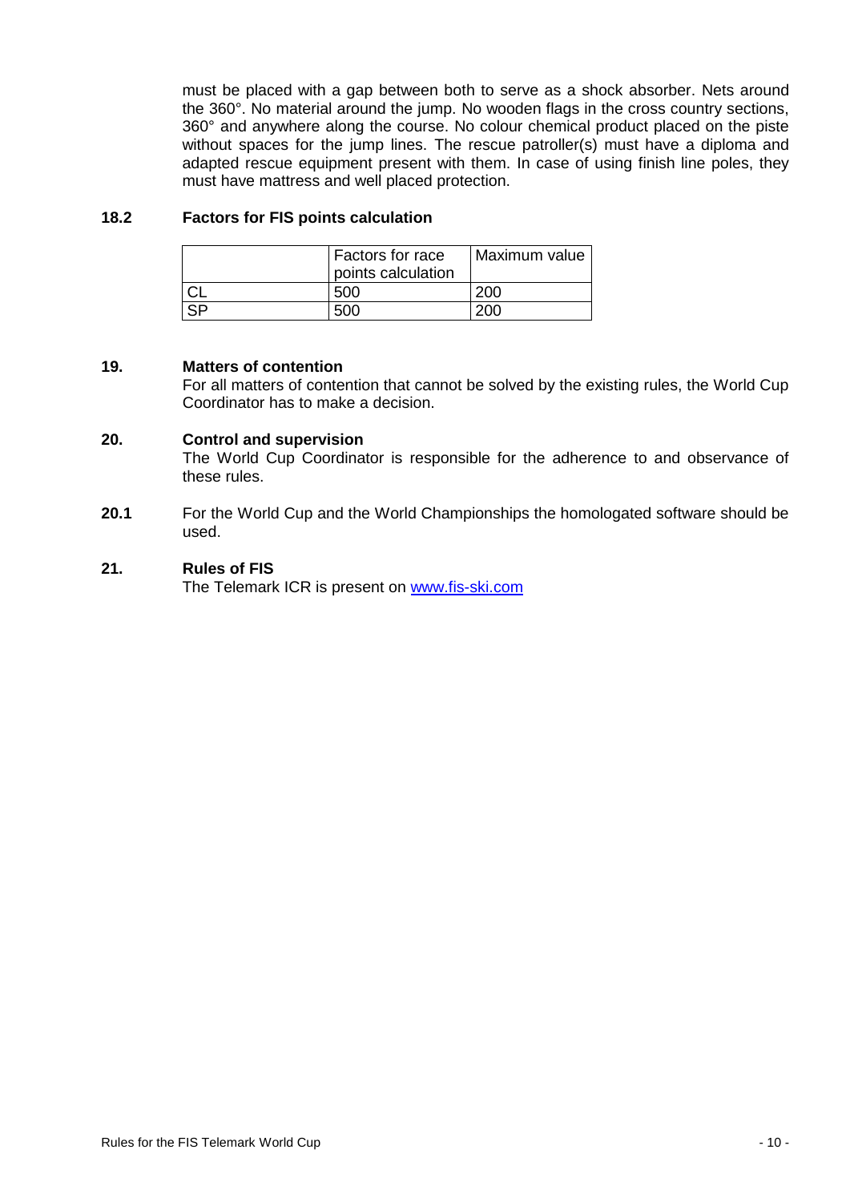must be placed with a gap between both to serve as a shock absorber. Nets around the 360°. No material around the jump. No wooden flags in the cross country sections, 360° and anywhere along the course. No colour chemical product placed on the piste without spaces for the jump lines. The rescue patroller(s) must have a diploma and adapted rescue equipment present with them. In case of using finish line poles, they must have mattress and well placed protection.

### 18.2 Factors for FIS points calculation

| | Factors for race points calculation | Maximum value |
|---|---|---|
| CL | 500 | 200 |
| SP | 500 | 200 |

## 19. Matters of contention

For all matters of contention that cannot be solved by the existing rules, the World Cup Coordinator has to make a decision.

## 20. Control and supervision

The World Cup Coordinator is responsible for the adherence to and observance of these rules.

**20.1** For the World Cup and the World Championships the homologated software should be used.

## 21. Rules of FIS

The Telemark ICR is present on www.fis-ski.com